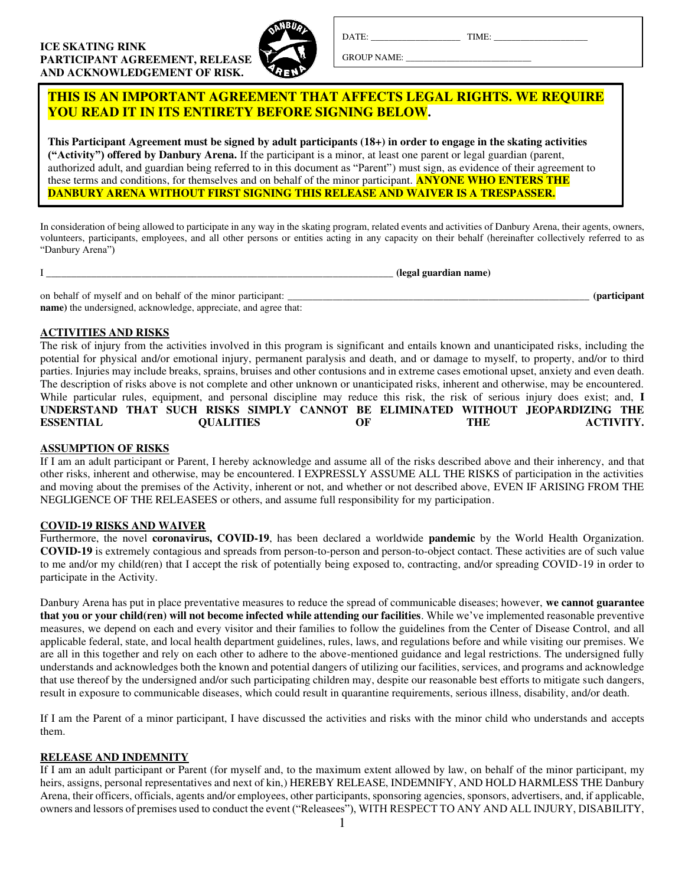**ICE SKATING RINK**
**PARTICIPANT AGREEMENT, RELEASE AND ACKNOWLEDGEMENT OF RISK.**

DATE: ___________________ TIME: ____________________

GROUP NAME: __________________________

**THIS IS AN IMPORTANT AGREEMENT THAT AFFECTS LEGAL RIGHTS. WE REQUIRE YOU READ IT IN ITS ENTIRETY BEFORE SIGNING BELOW.**

**This Participant Agreement must be signed by adult participants (18+) in order to engage in the skating activities ("Activity") offered by Danbury Arena.** If the participant is a minor, at least one parent or legal guardian (parent, authorized adult, and guardian being referred to in this document as "Parent") must sign, as evidence of their agreement to these terms and conditions, for themselves and on behalf of the minor participant. **ANYONE WHO ENTERS THE DANBURY ARENA WITHOUT FIRST SIGNING THIS RELEASE AND WAIVER IS A TRESPASSER.**

In consideration of being allowed to participate in any way in the skating program, related events and activities of Danbury Arena, their agents, owners, volunteers, participants, employees, and all other persons or entities acting in any capacity on their behalf (hereinafter collectively referred to as "Danbury Arena")

I _______________________________________________________________________ **(legal guardian name)**

on behalf of myself and on behalf of the minor participant: _______________________________________________________________ **(participant name)** the undersigned, acknowledge, appreciate, and agree that:

## ACTIVITIES AND RISKS

The risk of injury from the activities involved in this program is significant and entails known and unanticipated risks, including the potential for physical and/or emotional injury, permanent paralysis and death, and or damage to myself, to property, and/or to third parties. Injuries may include breaks, sprains, bruises and other contusions and in extreme cases emotional upset, anxiety and even death. The description of risks above is not complete and other unknown or unanticipated risks, inherent and otherwise, may be encountered. While particular rules, equipment, and personal discipline may reduce this risk, the risk of serious injury does exist; and, **I UNDERSTAND THAT SUCH RISKS SIMPLY CANNOT BE ELIMINATED WITHOUT JEOPARDIZING THE ESSENTIAL QUALITIES OF THE ACTIVITY.**

## ASSUMPTION OF RISKS

If I am an adult participant or Parent, I hereby acknowledge and assume all of the risks described above and their inherency, and that other risks, inherent and otherwise, may be encountered. I EXPRESSLY ASSUME ALL THE RISKS of participation in the activities and moving about the premises of the Activity, inherent or not, and whether or not described above, EVEN IF ARISING FROM THE NEGLIGENCE OF THE RELEASEES or others, and assume full responsibility for my participation.

## COVID-19 RISKS AND WAIVER

Furthermore, the novel **coronavirus, COVID-19**, has been declared a worldwide **pandemic** by the World Health Organization. **COVID-19** is extremely contagious and spreads from person-to-person and person-to-object contact. These activities are of such value to me and/or my child(ren) that I accept the risk of potentially being exposed to, contracting, and/or spreading COVID-19 in order to participate in the Activity.

Danbury Arena has put in place preventative measures to reduce the spread of communicable diseases; however, **we cannot guarantee that you or your child(ren) will not become infected while attending our facilities**. While we've implemented reasonable preventive measures, we depend on each and every visitor and their families to follow the guidelines from the Center of Disease Control, and all applicable federal, state, and local health department guidelines, rules, laws, and regulations before and while visiting our premises. We are all in this together and rely on each other to adhere to the above-mentioned guidance and legal restrictions. The undersigned fully understands and acknowledges both the known and potential dangers of utilizing our facilities, services, and programs and acknowledge that use thereof by the undersigned and/or such participating children may, despite our reasonable best efforts to mitigate such dangers, result in exposure to communicable diseases, which could result in quarantine requirements, serious illness, disability, and/or death.

If I am the Parent of a minor participant, I have discussed the activities and risks with the minor child who understands and accepts them.

## RELEASE AND INDEMNITY

If I am an adult participant or Parent (for myself and, to the maximum extent allowed by law, on behalf of the minor participant, my heirs, assigns, personal representatives and next of kin,) HEREBY RELEASE, INDEMNIFY, AND HOLD HARMLESS THE Danbury Arena, their officers, officials, agents and/or employees, other participants, sponsoring agencies, sponsors, advertisers, and, if applicable, owners and lessors of premises used to conduct the event ("Releasees"), WITH RESPECT TO ANY AND ALL INJURY, DISABILITY,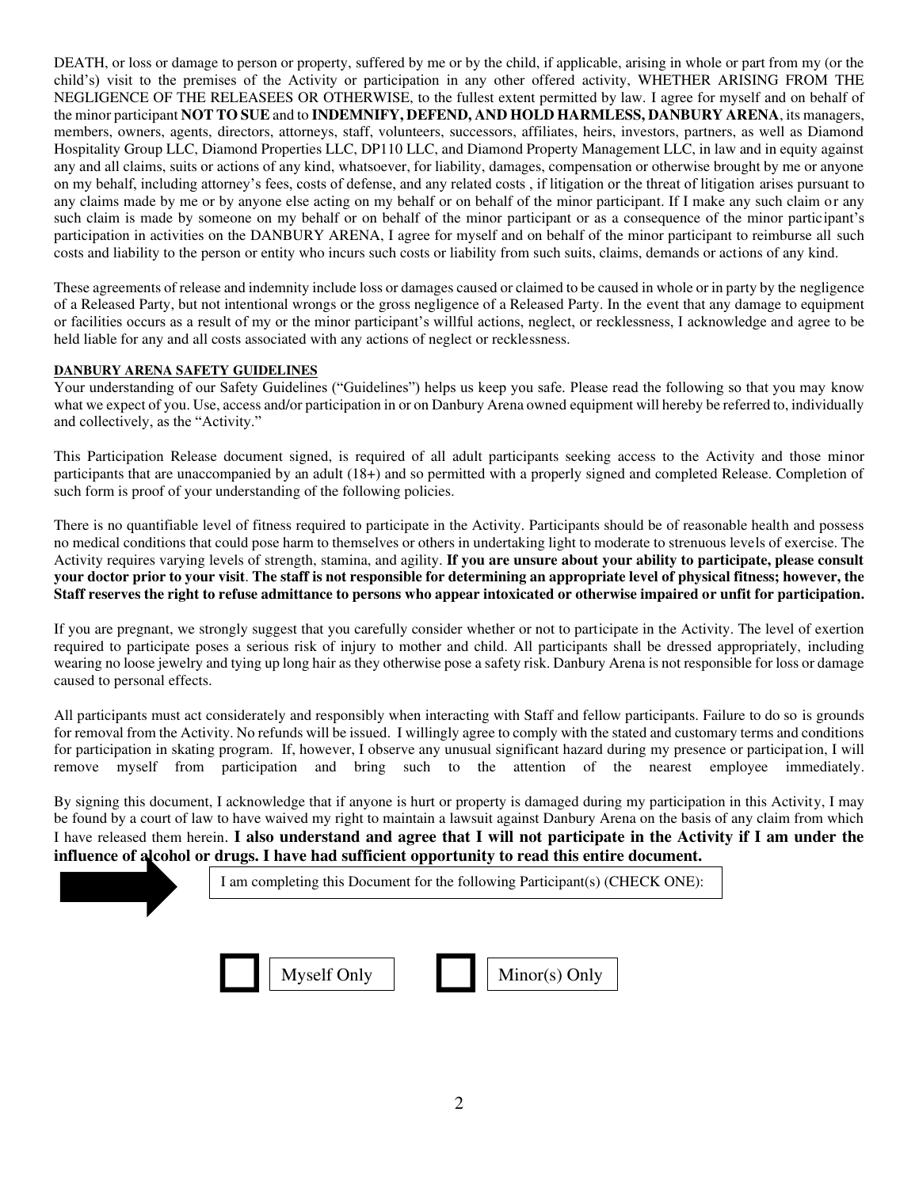DEATH, or loss or damage to person or property, suffered by me or by the child, if applicable, arising in whole or part from my (or the child's) visit to the premises of the Activity or participation in any other offered activity, WHETHER ARISING FROM THE NEGLIGENCE OF THE RELEASEES OR OTHERWISE, to the fullest extent permitted by law. I agree for myself and on behalf of the minor participant **NOT TO SUE** and to **INDEMNIFY, DEFEND, AND HOLD HARMLESS, DANBURY ARENA**, its managers, members, owners, agents, directors, attorneys, staff, volunteers, successors, affiliates, heirs, investors, partners, as well as Diamond Hospitality Group LLC, Diamond Properties LLC, DP110 LLC, and Diamond Property Management LLC, in law and in equity against any and all claims, suits or actions of any kind, whatsoever, for liability, damages, compensation or otherwise brought by me or anyone on my behalf, including attorney's fees, costs of defense, and any related costs , if litigation or the threat of litigation arises pursuant to any claims made by me or by anyone else acting on my behalf or on behalf of the minor participant. If I make any such claim or any such claim is made by someone on my behalf or on behalf of the minor participant or as a consequence of the minor participant's participation in activities on the DANBURY ARENA, I agree for myself and on behalf of the minor participant to reimburse all such costs and liability to the person or entity who incurs such costs or liability from such suits, claims, demands or actions of any kind.

These agreements of release and indemnity include loss or damages caused or claimed to be caused in whole or in party by the negligence of a Released Party, but not intentional wrongs or the gross negligence of a Released Party. In the event that any damage to equipment or facilities occurs as a result of my or the minor participant's willful actions, neglect, or recklessness, I acknowledge and agree to be held liable for any and all costs associated with any actions of neglect or recklessness.

**DANBURY ARENA SAFETY GUIDELINES**

Your understanding of our Safety Guidelines ("Guidelines") helps us keep you safe. Please read the following so that you may know what we expect of you. Use, access and/or participation in or on Danbury Arena owned equipment will hereby be referred to, individually and collectively, as the "Activity."

This Participation Release document signed, is required of all adult participants seeking access to the Activity and those minor participants that are unaccompanied by an adult (18+) and so permitted with a properly signed and completed Release. Completion of such form is proof of your understanding of the following policies.

There is no quantifiable level of fitness required to participate in the Activity. Participants should be of reasonable health and possess no medical conditions that could pose harm to themselves or others in undertaking light to moderate to strenuous levels of exercise. The Activity requires varying levels of strength, stamina, and agility. **If you are unsure about your ability to participate, please consult your doctor prior to your visit**. **The staff is not responsible for determining an appropriate level of physical fitness; however, the Staff reserves the right to refuse admittance to persons who appear intoxicated or otherwise impaired or unfit for participation.**

If you are pregnant, we strongly suggest that you carefully consider whether or not to participate in the Activity. The level of exertion required to participate poses a serious risk of injury to mother and child. All participants shall be dressed appropriately, including wearing no loose jewelry and tying up long hair as they otherwise pose a safety risk. Danbury Arena is not responsible for loss or damage caused to personal effects.

All participants must act considerately and responsibly when interacting with Staff and fellow participants. Failure to do so is grounds for removal from the Activity. No refunds will be issued. I willingly agree to comply with the stated and customary terms and conditions for participation in skating program. If, however, I observe any unusual significant hazard during my presence or participation, I will remove myself from participation and bring such to the attention of the nearest employee immediately.

By signing this document, I acknowledge that if anyone is hurt or property is damaged during my participation in this Activity, I may be found by a court of law to have waived my right to maintain a lawsuit against Danbury Arena on the basis of any claim from which I have released them herein. **I also understand and agree that I will not participate in the Activity if I am under the influence of alcohol or drugs. I have had sufficient opportunity to read this entire document.**

I am completing this Document for the following Participant(s) (CHECK ONE):

☐ Myself Only ☐ Minor(s) Only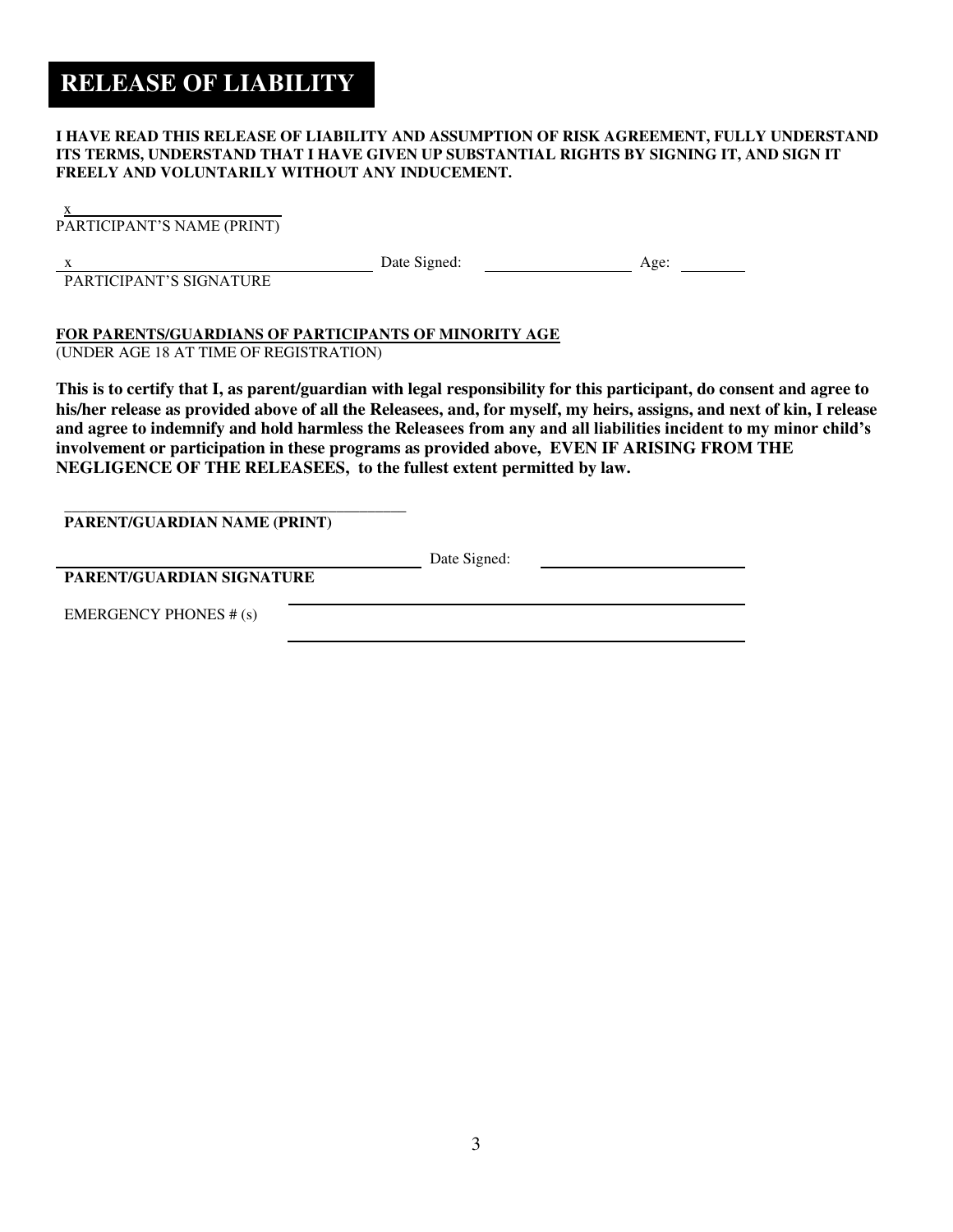# RELEASE OF LIABILITY

**I HAVE READ THIS RELEASE OF LIABILITY AND ASSUMPTION OF RISK AGREEMENT, FULLY UNDERSTAND ITS TERMS, UNDERSTAND THAT I HAVE GIVEN UP SUBSTANTIAL RIGHTS BY SIGNING IT, AND SIGN IT FREELY AND VOLUNTARILY WITHOUT ANY INDUCEMENT.**

x\_\_\_\_\_\_\_\_\_\_\_\_\_\_\_\_\_\_\_\_\_\_\_\_\_\_
PARTICIPANT'S NAME (PRINT)

x\_\_\_\_\_\_\_\_\_\_\_\_\_\_\_\_\_\_\_\_\_\_\_\_\_\_\_\_\_\_\_\_\_\_ Date Signed: \_\_\_\_\_\_\_\_\_\_\_\_\_\_\_\_\_\_ Age: \_\_\_\_\_\_\_\_
PARTICIPANT'S SIGNATURE

**FOR PARENTS/GUARDIANS OF PARTICIPANTS OF MINORITY AGE**
(UNDER AGE 18 AT TIME OF REGISTRATION)

**This is to certify that I, as parent/guardian with legal responsibility for this participant, do consent and agree to his/her release as provided above of all the Releasees, and, for myself, my heirs, assigns, and next of kin, I release and agree to indemnify and hold harmless the Releasees from any and all liabilities incident to my minor child's involvement or participation in these programs as provided above, EVEN IF ARISING FROM THE NEGLIGENCE OF THE RELEASEES, to the fullest extent permitted by law.**

\_\_\_\_\_\_\_\_\_\_\_\_\_\_\_\_\_\_\_\_\_\_\_\_\_\_\_\_\_\_\_\_\_\_\_\_\_\_\_\_\_\_\_\_
**PARENT/GUARDIAN NAME (PRINT)**

\_\_\_\_\_\_\_\_\_\_\_\_\_\_\_\_\_\_\_\_\_\_\_\_\_\_\_\_\_\_\_\_\_\_\_\_\_\_\_\_\_\_\_\_ Date Signed: \_\_\_\_\_\_\_\_\_\_\_\_\_\_\_\_\_\_\_\_\_\_\_\_\_\_
**PARENT/GUARDIAN SIGNATURE**

EMERGENCY PHONES # (s) \_\_\_\_\_\_\_\_\_\_\_\_\_\_\_\_\_\_\_\_\_\_\_\_\_\_\_\_\_\_\_\_\_\_\_\_\_\_\_\_\_\_\_\_\_\_\_\_\_\_\_\_\_\_\_\_
\_\_\_\_\_\_\_\_\_\_\_\_\_\_\_\_\_\_\_\_\_\_\_\_\_\_\_\_\_\_\_\_\_\_\_\_\_\_\_\_\_\_\_\_\_\_\_\_\_\_\_\_\_\_\_\_